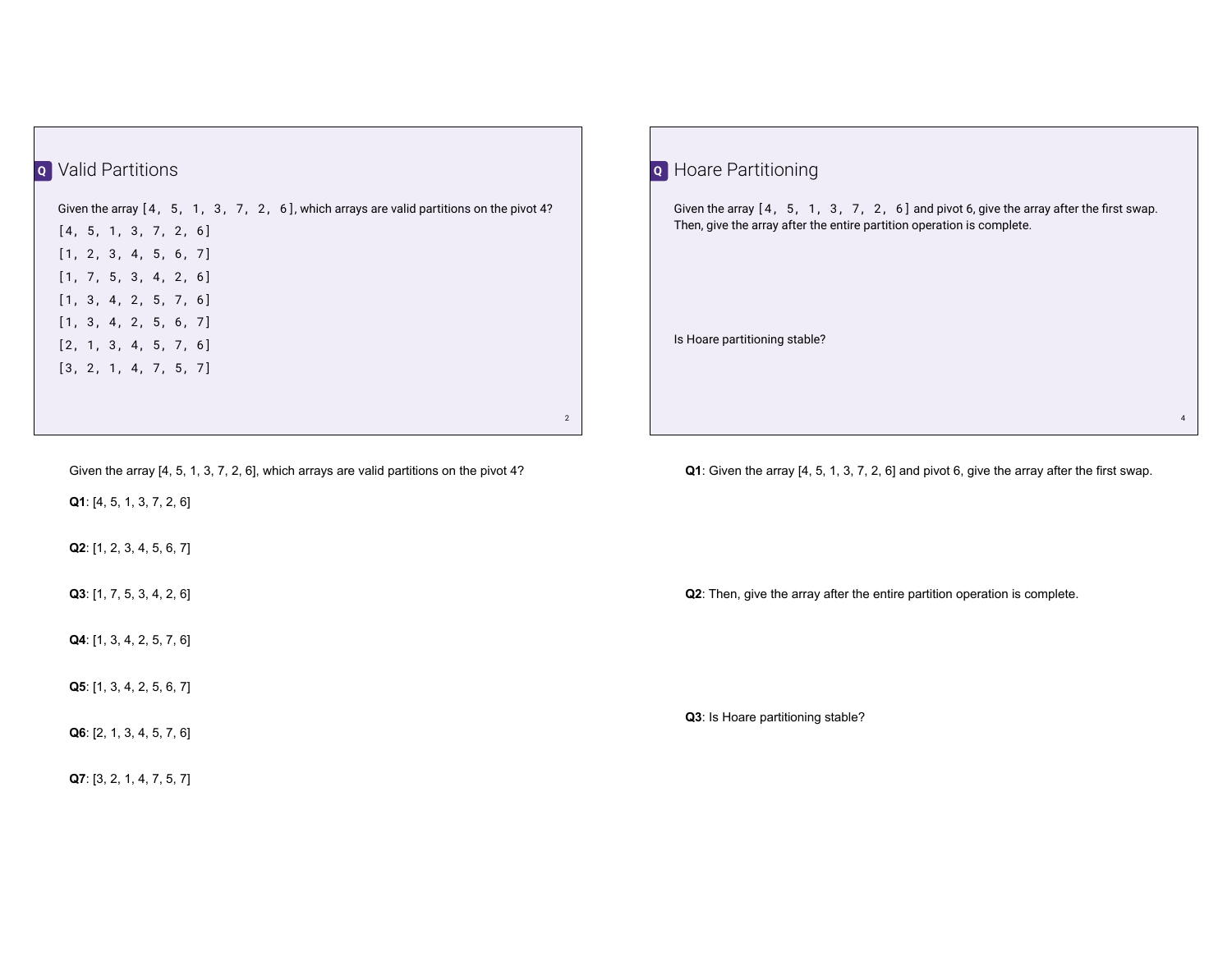## Q Valid Partitions

Given the array [4, 5, 1, 3, 7, 2, 6], which arrays are valid partitions on the pivot 4?

[4, 5, 1, 3, 7, 2, 6]

[1, 2, 3, 4, 5, 6, 7]

[1, 7, 5, 3, 4, 2, 6]

[1, 3, 4, 2, 5, 7, 6]

[1, 3, 4, 2, 5, 6, 7]

[2, 1, 3, 4, 5, 7, 6]

[3, 2, 1, 4, 7, 5, 7]

Given the array [4, 5, 1, 3, 7, 2, 6], which arrays are valid partitions on the pivot 4?

**Q1**: [4, 5, 1, 3, 7, 2, 6]

**Q2**: [1, 2, 3, 4, 5, 6, 7]

**Q3**: [1, 7, 5, 3, 4, 2, 6]

**Q4**: [1, 3, 4, 2, 5, 7, 6]

**Q5**: [1, 3, 4, 2, 5, 6, 7]

**Q6**: [2, 1, 3, 4, 5, 7, 6]

**Q7**: [3, 2, 1, 4, 7, 5, 7]

## Q Hoare Partitioning

Given the array [4, 5, 1, 3, 7, 2, 6] and pivot 6, give the array after the first swap. Then, give the array after the entire partition operation is complete.

Is Hoare partitioning stable?

**Q1**: Given the array [4, 5, 1, 3, 7, 2, 6] and pivot 6, give the array after the first swap.

**Q2**: Then, give the array after the entire partition operation is complete.

**Q3**: Is Hoare partitioning stable?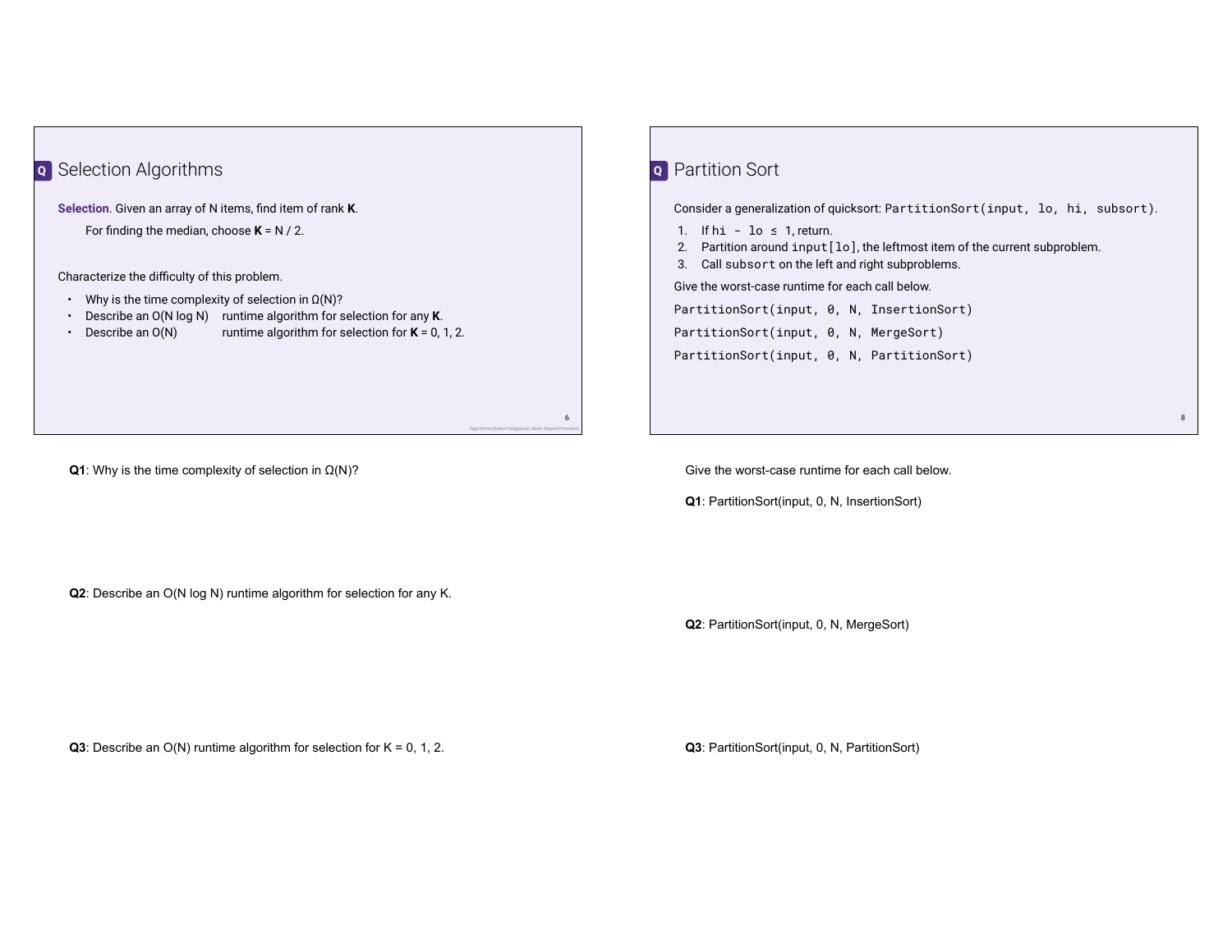## Selection Algorithms

**Selection**. Given an array of N items, find item of rank **K**.

For finding the median, choose **K** = N / 2.

Characterize the difficulty of this problem.

- Why is the time complexity of selection in $\Omega(N)$?
- Describe an $O(N \log N)$ runtime algorithm for selection for any **K**.
- Describe an $O(N)$ runtime algorithm for selection for **K** = 0, 1, 2.

Algorithms (Robert Sedgewick, Kevin Wayne/Princeton)

**Q1**: Why is the time complexity of selection in $\Omega(N)$?

**Q2**: Describe an $O(N \log N)$ runtime algorithm for selection for any K.

**Q3**: Describe an $O(N)$ runtime algorithm for selection for K = 0, 1, 2.

## Partition Sort

Consider a generalization of quicksort: `PartitionSort(input, lo, hi, subsort)`.

1. If `hi - lo ≤ 1`, return.
2. Partition around `input[lo]`, the leftmost item of the current subproblem.
3. Call `subsort` on the left and right subproblems.

Give the worst-case runtime for each call below.

```
PartitionSort(input, 0, N, InsertionSort)
PartitionSort(input, 0, N, MergeSort)
PartitionSort(input, 0, N, PartitionSort)
```

Give the worst-case runtime for each call below.

**Q1**: PartitionSort(input, 0, N, InsertionSort)

**Q2**: PartitionSort(input, 0, N, MergeSort)

**Q3**: PartitionSort(input, 0, N, PartitionSort)